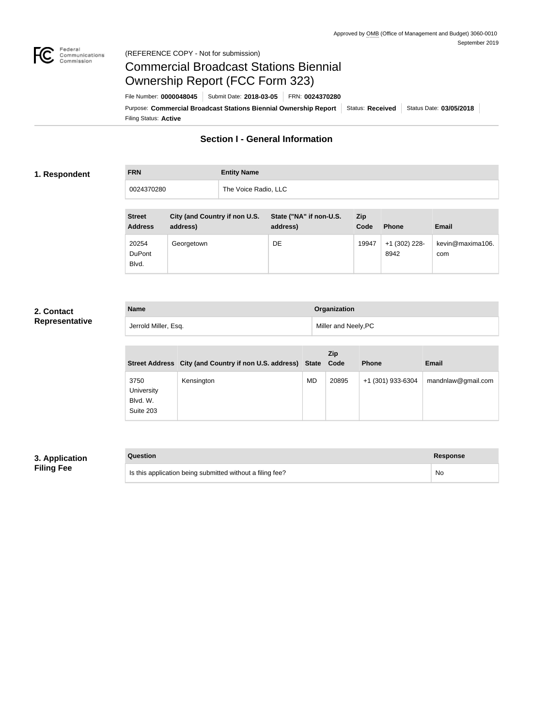Approved by OMB (Office of Management and Budget) 3060-0010
September 2019

(REFERENCE COPY - Not for submission)

# Commercial Broadcast Stations Biennial Ownership Report (FCC Form 323)

File Number: **0000048045** | Submit Date: **2018-03-05** | FRN: **0024370280**

Purpose: **Commercial Broadcast Stations Biennial Ownership Report** | Status: **Received** | Status Date: **03/05/2018**

Filing Status: **Active**

## Section I - General Information

### 1. Respondent

| FRN | Entity Name |
|---|---|
| 0024370280 | The Voice Radio, LLC |

| Street Address | City (and Country if non U.S. address) | State ("NA" if non-U.S. address) | Zip Code | Phone | Email |
|---|---|---|---|---|---|
| 20254 DuPont Blvd. | Georgetown | DE | 19947 | +1 (302) 228-8942 | kevin@maxima106.com |

### 2. Contact Representative

| Name | Organization |
|---|---|
| Jerrold Miller, Esq. | Miller and Neely,PC |

| Street Address | City (and Country if non U.S. address) | State | Zip Code | Phone | Email |
|---|---|---|---|---|---|
| 3750 University Blvd. W. Suite 203 | Kensington | MD | 20895 | +1 (301) 933-6304 | mandnlaw@gmail.com |

### 3. Application Filing Fee

| Question | Response |
|---|---|
| Is this application being submitted without a filing fee? | No |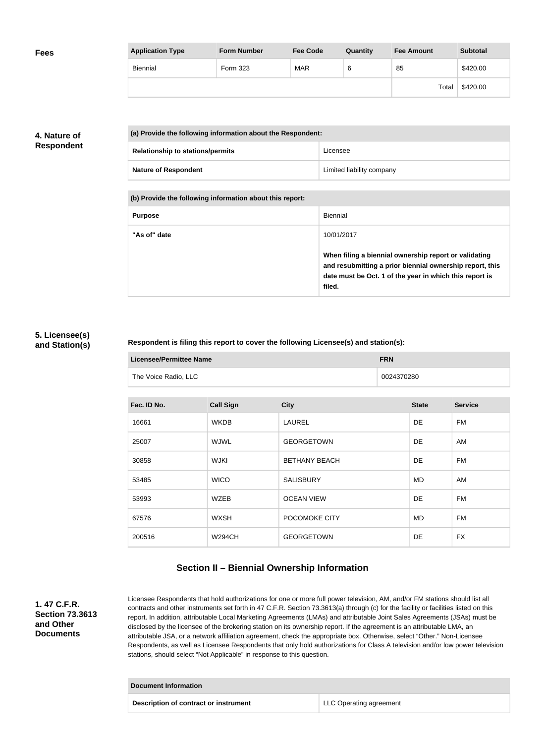**Fees**

| Application Type | Form Number | Fee Code | Quantity | Fee Amount | Subtotal |
|---|---|---|---|---|---|
| Biennial | Form 323 | MAR | 6 | 85 | $420.00 |
| | | | | Total | $420.00 |

## 4. Nature of Respondent

| (a) Provide the following information about the Respondent: | |
|---|---|
| **Relationship to stations/permits** | Licensee |
| **Nature of Respondent** | Limited liability company |

| (b) Provide the following information about this report: | |
|---|---|
| **Purpose** | Biennial |
| **"As of" date** | 10/01/2017<br><br>**When filing a biennial ownership report or validating and resubmitting a prior biennial ownership report, this date must be Oct. 1 of the year in which this report is filed.** |

## 5. Licensee(s) and Station(s)

**Respondent is filing this report to cover the following Licensee(s) and station(s):**

| Licensee/Permittee Name | FRN |
|---|---|
| The Voice Radio, LLC | 0024370280 |

| Fac. ID No. | Call Sign | City | State | Service |
|---|---|---|---|---|
| 16661 | WKDB | LAUREL | DE | FM |
| 25007 | WJWL | GEORGETOWN | DE | AM |
| 30858 | WJKI | BETHANY BEACH | DE | FM |
| 53485 | WICO | SALISBURY | MD | AM |
| 53993 | WZEB | OCEAN VIEW | DE | FM |
| 67576 | WXSH | POCOMOKE CITY | MD | FM |
| 200516 | W294CH | GEORGETOWN | DE | FX |

## Section II – Biennial Ownership Information

### 1. 47 C.F.R. Section 73.3613 and Other Documents

Licensee Respondents that hold authorizations for one or more full power television, AM, and/or FM stations should list all contracts and other instruments set forth in 47 C.F.R. Section 73.3613(a) through (c) for the facility or facilities listed on this report. In addition, attributable Local Marketing Agreements (LMAs) and attributable Joint Sales Agreements (JSAs) must be disclosed by the licensee of the brokering station on its ownership report. If the agreement is an attributable LMA, an attributable JSA, or a network affiliation agreement, check the appropriate box. Otherwise, select "Other." Non-Licensee Respondents, as well as Licensee Respondents that only hold authorizations for Class A television and/or low power television stations, should select "Not Applicable" in response to this question.

| Document Information | |
|---|---|
| **Description of contract or instrument** | LLC Operating agreement |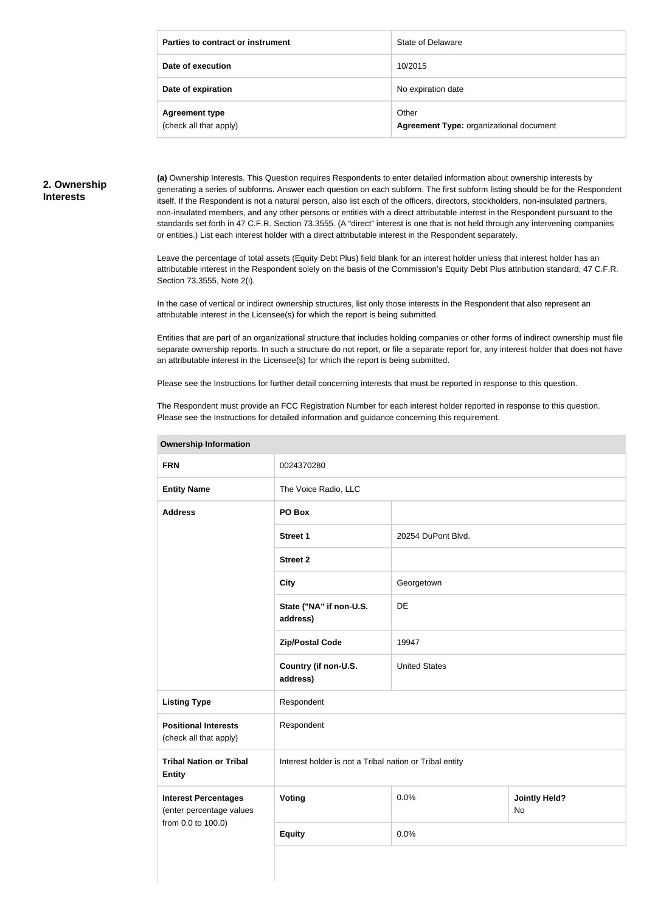| Parties to contract or instrument | State of Delaware |
|---|---|
| Date of execution | 10/2015 |
| Date of expiration | No expiration date |
| Agreement type<br>(check all that apply) | Other<br>**Agreement Type:** organizational document |

## 2. Ownership Interests

**(a)** Ownership Interests. This Question requires Respondents to enter detailed information about ownership interests by generating a series of subforms. Answer each question on each subform. The first subform listing should be for the Respondent itself. If the Respondent is not a natural person, also list each of the officers, directors, stockholders, non-insulated partners, non-insulated members, and any other persons or entities with a direct attributable interest in the Respondent pursuant to the standards set forth in 47 C.F.R. Section 73.3555. (A "direct" interest is one that is not held through any intervening companies or entities.) List each interest holder with a direct attributable interest in the Respondent separately.

Leave the percentage of total assets (Equity Debt Plus) field blank for an interest holder unless that interest holder has an attributable interest in the Respondent solely on the basis of the Commission's Equity Debt Plus attribution standard, 47 C.F.R. Section 73.3555, Note 2(i).

In the case of vertical or indirect ownership structures, list only those interests in the Respondent that also represent an attributable interest in the Licensee(s) for which the report is being submitted.

Entities that are part of an organizational structure that includes holding companies or other forms of indirect ownership must file separate ownership reports. In such a structure do not report, or file a separate report for, any interest holder that does not have an attributable interest in the Licensee(s) for which the report is being submitted.

Please see the Instructions for further detail concerning interests that must be reported in response to this question.

The Respondent must provide an FCC Registration Number for each interest holder reported in response to this question. Please see the Instructions for detailed information and guidance concerning this requirement.

| Ownership Information | | | |
|---|---|---|---|
| **FRN** | 0024370280 | | |
| **Entity Name** | The Voice Radio, LLC | | |
| **Address** | **PO Box** | | |
| | **Street 1** | 20254 DuPont Blvd. | |
| | **Street 2** | | |
| | **City** | Georgetown | |
| | **State ("NA" if non-U.S. address)** | DE | |
| | **Zip/Postal Code** | 19947 | |
| | **Country (if non-U.S. address)** | United States | |
| **Listing Type** | Respondent | | |
| **Positional Interests** (check all that apply) | Respondent | | |
| **Tribal Nation or Tribal Entity** | Interest holder is not a Tribal nation or Tribal entity | | |
| **Interest Percentages** (enter percentage values from 0.0 to 100.0) | **Voting** | 0.0% | **Jointly Held?** No |
| | **Equity** | 0.0% | |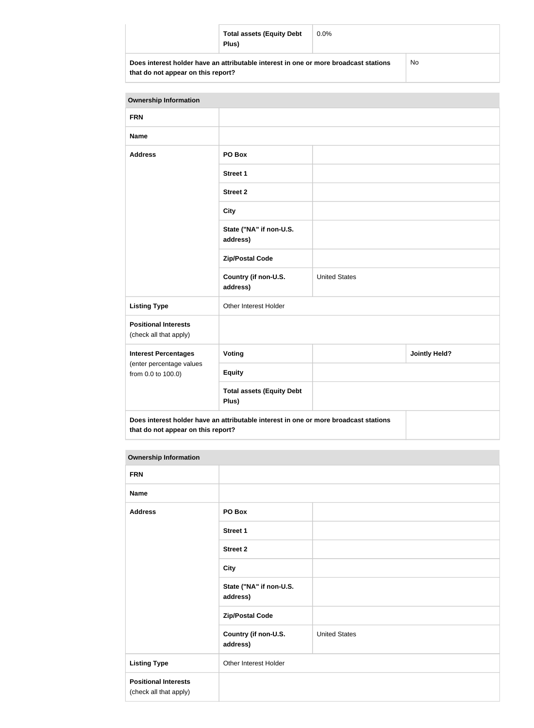| | Total assets (Equity Debt Plus) | 0.0% | |
|---|---|---|---|
| Does interest holder have an attributable interest in one or more broadcast stations that do not appear on this report? | | | No |

| Ownership Information | | | |
|---|---|---|---|
| FRN | | | |
| Name | | | |
| Address | PO Box | | |
| | Street 1 | | |
| | Street 2 | | |
| | City | | |
| | State ("NA" if non-U.S. address) | | |
| | Zip/Postal Code | | |
| | Country (if non-U.S. address) | United States | |
| Listing Type | Other Interest Holder | | |
| Positional Interests (check all that apply) | | | |
| Interest Percentages (enter percentage values from 0.0 to 100.0) | Voting | | Jointly Held? |
| | Equity | | |
| | Total assets (Equity Debt Plus) | | |
| Does interest holder have an attributable interest in one or more broadcast stations that do not appear on this report? | | | |

| Ownership Information | | |
|---|---|---|
| FRN | | |
| Name | | |
| Address | PO Box | |
| | Street 1 | |
| | Street 2 | |
| | City | |
| | State ("NA" if non-U.S. address) | |
| | Zip/Postal Code | |
| | Country (if non-U.S. address) | United States |
| Listing Type | Other Interest Holder | |
| Positional Interests (check all that apply) | | |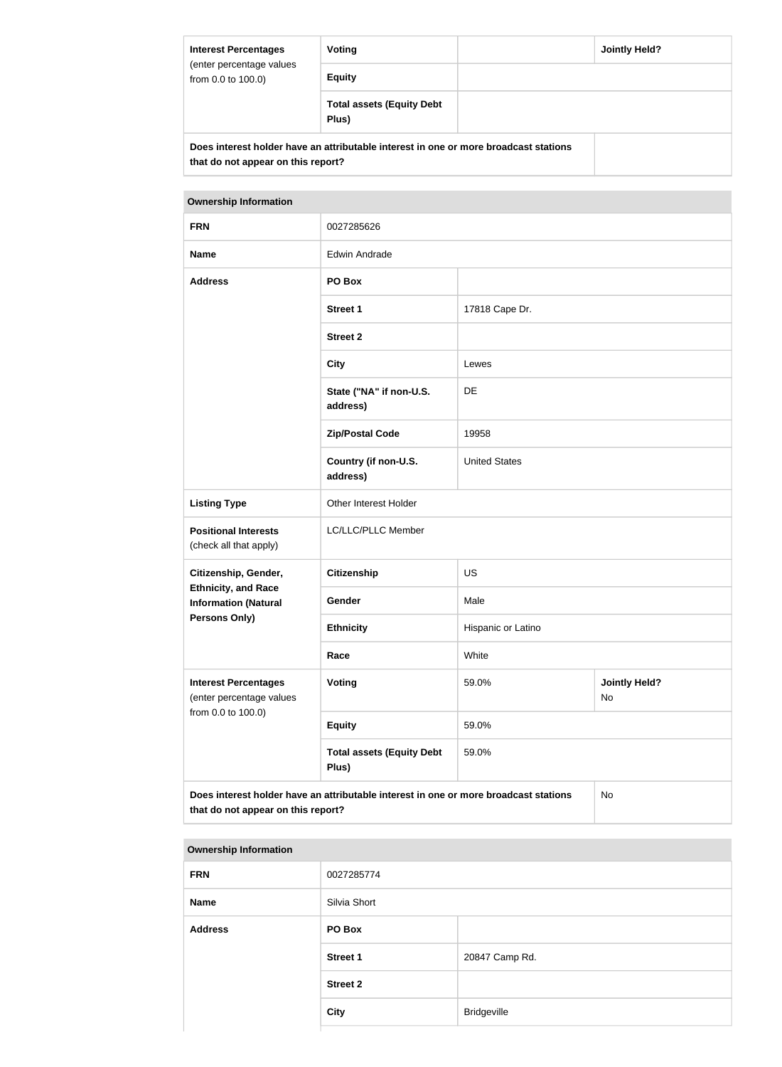| Interest Percentages (enter percentage values from 0.0 to 100.0) | Voting | | Jointly Held? |
|---|---|---|---|
| | Equity | | |
| | Total assets (Equity Debt Plus) | | |
| Does interest holder have an attributable interest in one or more broadcast stations that do not appear on this report? | | | |

| Ownership Information | | | |
|---|---|---|---|
| FRN | 0027285626 | | |
| Name | Edwin Andrade | | |
| Address | PO Box | | |
| | Street 1 | 17818 Cape Dr. | |
| | Street 2 | | |
| | City | Lewes | |
| | State ("NA" if non-U.S. address) | DE | |
| | Zip/Postal Code | 19958 | |
| | Country (if non-U.S. address) | United States | |
| Listing Type | Other Interest Holder | | |
| Positional Interests (check all that apply) | LC/LLC/PLLC Member | | |
| Citizenship, Gender, Ethnicity, and Race Information (Natural Persons Only) | Citizenship | US | |
| | Gender | Male | |
| | Ethnicity | Hispanic or Latino | |
| | Race | White | |
| Interest Percentages (enter percentage values from 0.0 to 100.0) | Voting | 59.0% | Jointly Held? No |
| | Equity | 59.0% | |
| | Total assets (Equity Debt Plus) | 59.0% | |
| Does interest holder have an attributable interest in one or more broadcast stations that do not appear on this report? | | | No |

| Ownership Information | | |
|---|---|---|
| FRN | 0027285774 | |
| Name | Silvia Short | |
| Address | PO Box | |
| | Street 1 | 20847 Camp Rd. |
| | Street 2 | |
| | City | Bridgeville |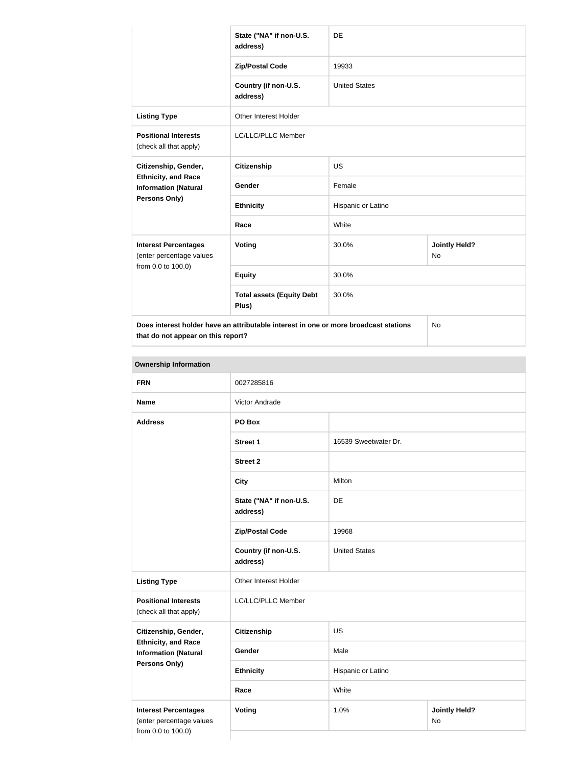| | | | |
|---|---|---|---|
| | State ("NA" if non-U.S. address) | DE | |
| | Zip/Postal Code | 19933 | |
| | Country (if non-U.S. address) | United States | |
| **Listing Type** | Other Interest Holder | | |
| **Positional Interests** (check all that apply) | LC/LLC/PLLC Member | | |
| **Citizenship, Gender, Ethnicity, and Race Information (Natural Persons Only)** | **Citizenship** | US | |
| | **Gender** | Female | |
| | **Ethnicity** | Hispanic or Latino | |
| | **Race** | White | |
| **Interest Percentages** (enter percentage values from 0.0 to 100.0) | **Voting** | 30.0% | **Jointly Held?** No |
| | **Equity** | 30.0% | |
| | **Total assets (Equity Debt Plus)** | 30.0% | |
| **Does interest holder have an attributable interest in one or more broadcast stations that do not appear on this report?** | | | No |

| **Ownership Information** | | | |
|---|---|---|---|
| **FRN** | 0027285816 | | |
| **Name** | Victor Andrade | | |
| **Address** | **PO Box** | | |
| | **Street 1** | 16539 Sweetwater Dr. | |
| | **Street 2** | | |
| | **City** | Milton | |
| | **State ("NA" if non-U.S. address)** | DE | |
| | **Zip/Postal Code** | 19968 | |
| | **Country (if non-U.S. address)** | United States | |
| **Listing Type** | Other Interest Holder | | |
| **Positional Interests** (check all that apply) | LC/LLC/PLLC Member | | |
| **Citizenship, Gender, Ethnicity, and Race Information (Natural Persons Only)** | **Citizenship** | US | |
| | **Gender** | Male | |
| | **Ethnicity** | Hispanic or Latino | |
| | **Race** | White | |
| **Interest Percentages** (enter percentage values from 0.0 to 100.0) | **Voting** | 1.0% | **Jointly Held?** No |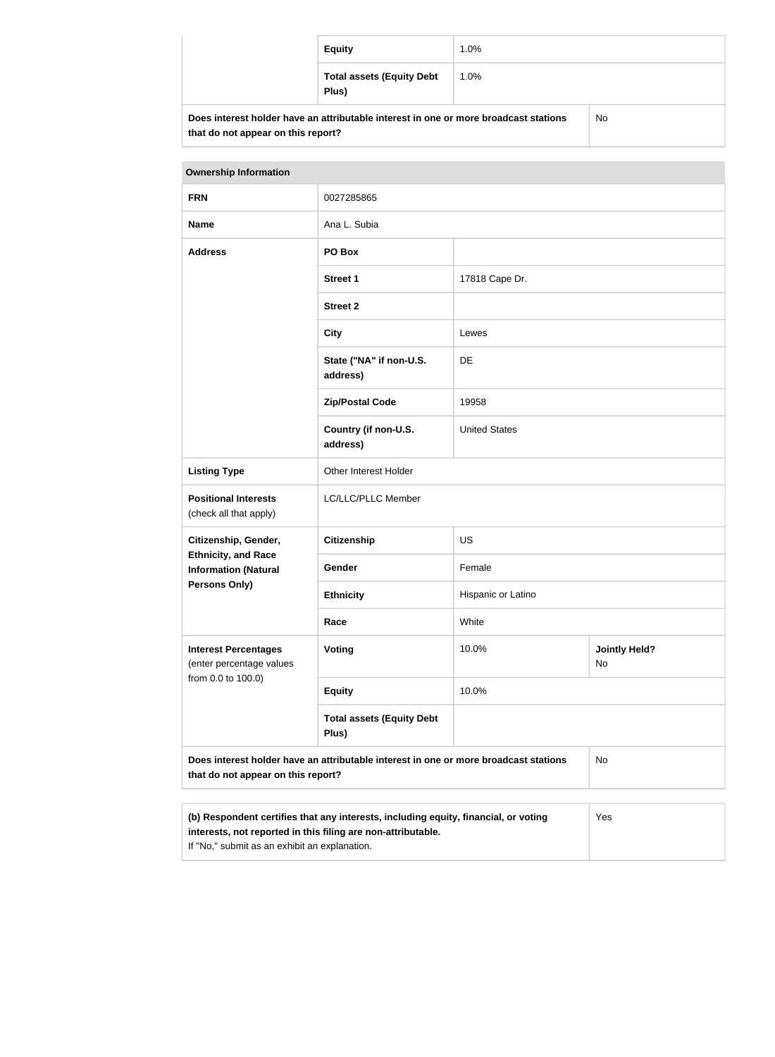| | | |
|---|---|---|
| | **Equity** | 1.0% |
| | **Total assets (Equity Debt Plus)** | 1.0% |
| **Does interest holder have an attributable interest in one or more broadcast stations that do not appear on this report?** | | No |

| **Ownership Information** | | | |
|---|---|---|---|
| **FRN** | 0027285865 | | |
| **Name** | Ana L. Subia | | |
| **Address** | **PO Box** | | |
| | **Street 1** | 17818 Cape Dr. | |
| | **Street 2** | | |
| | **City** | Lewes | |
| | **State ("NA" if non-U.S. address)** | DE | |
| | **Zip/Postal Code** | 19958 | |
| | **Country (if non-U.S. address)** | United States | |
| **Listing Type** | Other Interest Holder | | |
| **Positional Interests** (check all that apply) | LC/LLC/PLLC Member | | |
| **Citizenship, Gender, Ethnicity, and Race Information (Natural Persons Only)** | **Citizenship** | US | |
| | **Gender** | Female | |
| | **Ethnicity** | Hispanic or Latino | |
| | **Race** | White | |
| **Interest Percentages** (enter percentage values from 0.0 to 100.0) | **Voting** | 10.0% | **Jointly Held?** No |
| | **Equity** | 10.0% | |
| | **Total assets (Equity Debt Plus)** | | |
| **Does interest holder have an attributable interest in one or more broadcast stations that do not appear on this report?** | | | No |

| | |
|---|---|
| **(b) Respondent certifies that any interests, including equity, financial, or voting interests, not reported in this filing are non-attributable.** If "No," submit as an exhibit an explanation. | Yes |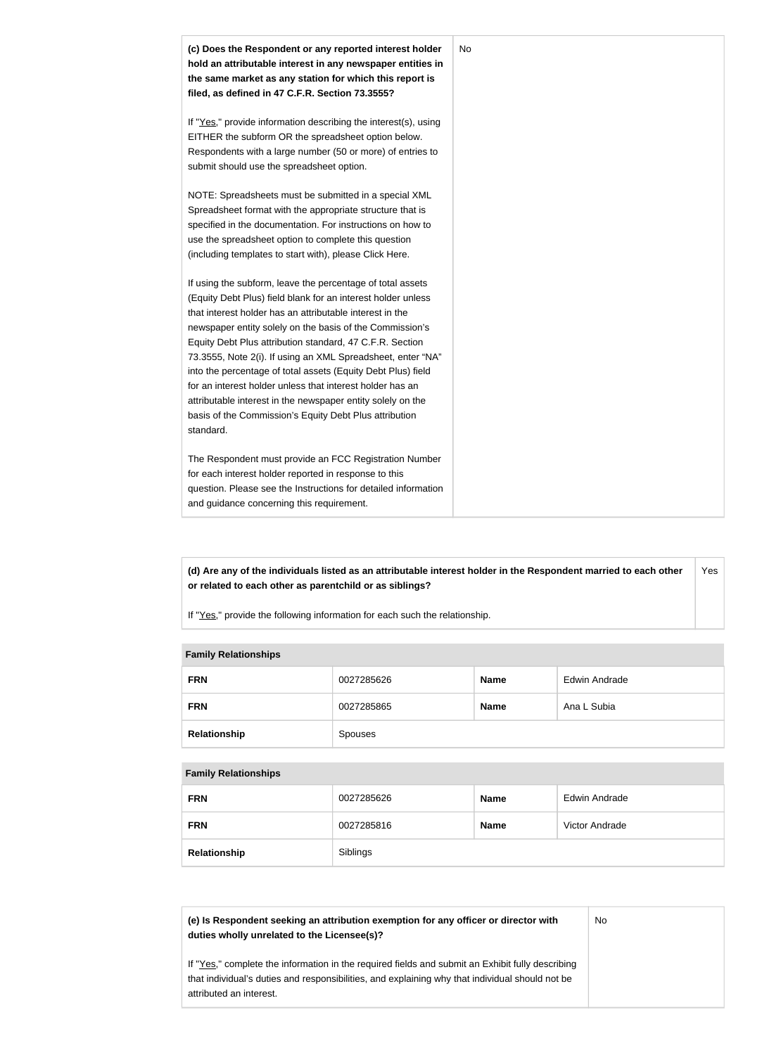| **(c) Does the Respondent or any reported interest holder hold an attributable interest in any newspaper entities in the same market as any station for which this report is filed, as defined in 47 C.F.R. Section 73.3555?**<br><br>If "Yes," provide information describing the interest(s), using EITHER the subform OR the spreadsheet option below. Respondents with a large number (50 or more) of entries to submit should use the spreadsheet option.<br><br>NOTE: Spreadsheets must be submitted in a special XML Spreadsheet format with the appropriate structure that is specified in the documentation. For instructions on how to use the spreadsheet option to complete this question (including templates to start with), please Click Here.<br><br>If using the subform, leave the percentage of total assets (Equity Debt Plus) field blank for an interest holder unless that interest holder has an attributable interest in the newspaper entity solely on the basis of the Commission's Equity Debt Plus attribution standard, 47 C.F.R. Section 73.3555, Note 2(i). If using an XML Spreadsheet, enter "NA" into the percentage of total assets (Equity Debt Plus) field for an interest holder unless that interest holder has an attributable interest in the newspaper entity solely on the basis of the Commission's Equity Debt Plus attribution standard.<br><br>The Respondent must provide an FCC Registration Number for each interest holder reported in response to this question. Please see the Instructions for detailed information and guidance concerning this requirement. | No |
|---|---|

| **(d) Are any of the individuals listed as an attributable interest holder in the Respondent married to each other or related to each other as parentchild or as siblings?**<br><br>If "Yes," provide the following information for each such the relationship. | Yes |
|---|---|

| **Family Relationships** | | | |
|---|---|---|---|
| **FRN** | 0027285626 | **Name** | Edwin Andrade |
| **FRN** | 0027285865 | **Name** | Ana L Subia |
| **Relationship** | Spouses | | |

| **Family Relationships** | | | |
|---|---|---|---|
| **FRN** | 0027285626 | **Name** | Edwin Andrade |
| **FRN** | 0027285816 | **Name** | Victor Andrade |
| **Relationship** | Siblings | | |

| **(e) Is Respondent seeking an attribution exemption for any officer or director with duties wholly unrelated to the Licensee(s)?**<br><br>If "Yes," complete the information in the required fields and submit an Exhibit fully describing that individual's duties and responsibilities, and explaining why that individual should not be attributed an interest. | No |
|---|---|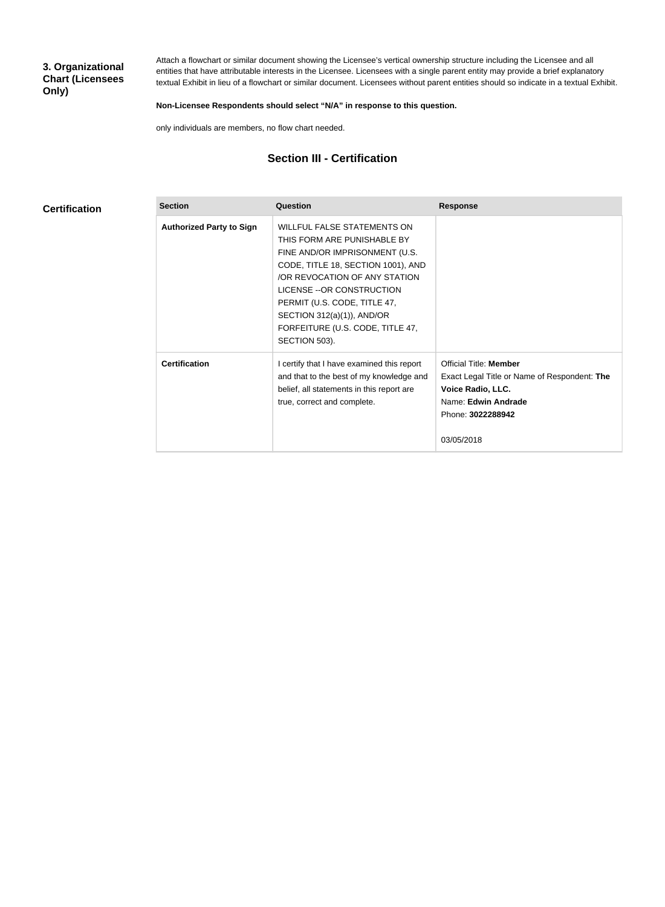### 3. Organizational Chart (Licensees Only)

Attach a flowchart or similar document showing the Licensee's vertical ownership structure including the Licensee and all entities that have attributable interests in the Licensee. Licensees with a single parent entity may provide a brief explanatory textual Exhibit in lieu of a flowchart or similar document. Licensees without parent entities should so indicate in a textual Exhibit.

**Non-Licensee Respondents should select "N/A" in response to this question.**

only individuals are members, no flow chart needed.

## Section III - Certification

### Certification

| Section | Question | Response |
| --- | --- | --- |
| **Authorized Party to Sign** | WILLFUL FALSE STATEMENTS ON THIS FORM ARE PUNISHABLE BY FINE AND/OR IMPRISONMENT (U.S. CODE, TITLE 18, SECTION 1001), AND /OR REVOCATION OF ANY STATION LICENSE --OR CONSTRUCTION PERMIT (U.S. CODE, TITLE 47, SECTION 312(a)(1)), AND/OR FORFEITURE (U.S. CODE, TITLE 47, SECTION 503). | |
| **Certification** | I certify that I have examined this report and that to the best of my knowledge and belief, all statements in this report are true, correct and complete. | Official Title: **Member**<br>Exact Legal Title or Name of Respondent: **The Voice Radio, LLC.**<br>Name: **Edwin Andrade**<br>Phone: **3022288942**<br><br>03/05/2018 |